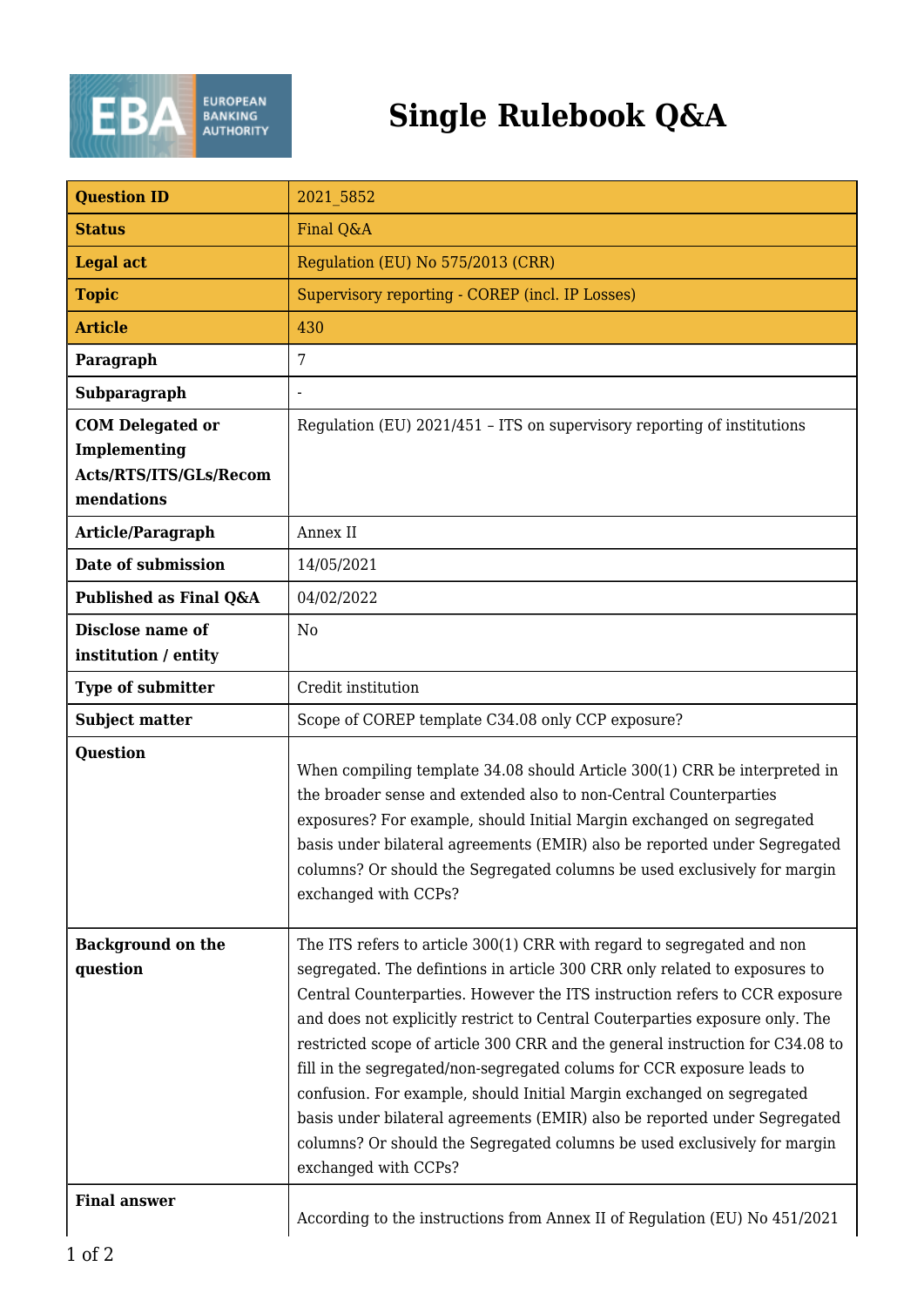# Single Rulebook Q&A

| Question ID | 2021_5852 |
|---|---|
| Status | Final Q&A |
| Legal act | Regulation (EU) No 575/2013 (CRR) |
| Topic | Supervisory reporting - COREP (incl. IP Losses) |
| Article | 430 |
| Paragraph | 7 |
| Subparagraph | - |
| COM Delegated or Implementing Acts/RTS/ITS/GLs/Recommendations | Regulation (EU) 2021/451 – ITS on supervisory reporting of institutions |
| Article/Paragraph | Annex II |
| Date of submission | 14/05/2021 |
| Published as Final Q&A | 04/02/2022 |
| Disclose name of institution / entity | No |
| Type of submitter | Credit institution |
| Subject matter | Scope of COREP template C34.08 only CCP exposure? |
| Question | When compiling template 34.08 should Article 300(1) CRR be interpreted in the broader sense and extended also to non-Central Counterparties exposures? For example, should Initial Margin exchanged on segregated basis under bilateral agreements (EMIR) also be reported under Segregated columns? Or should the Segregated columns be used exclusively for margin exchanged with CCPs? |
| Background on the question | The ITS refers to article 300(1) CRR with regard to segregated and non segregated. The defintions in article 300 CRR only related to exposures to Central Counterparties. However the ITS instruction refers to CCR exposure and does not explicitly restrict to Central Couterparties exposure only. The restricted scope of article 300 CRR and the general instruction for C34.08 to fill in the segregated/non-segregated colums for CCR exposure leads to confusion. For example, should Initial Margin exchanged on segregated basis under bilateral agreements (EMIR) also be reported under Segregated columns? Or should the Segregated columns be used exclusively for margin exchanged with CCPs? |
| Final answer | According to the instructions from Annex II of Regulation (EU) No 451/2021 |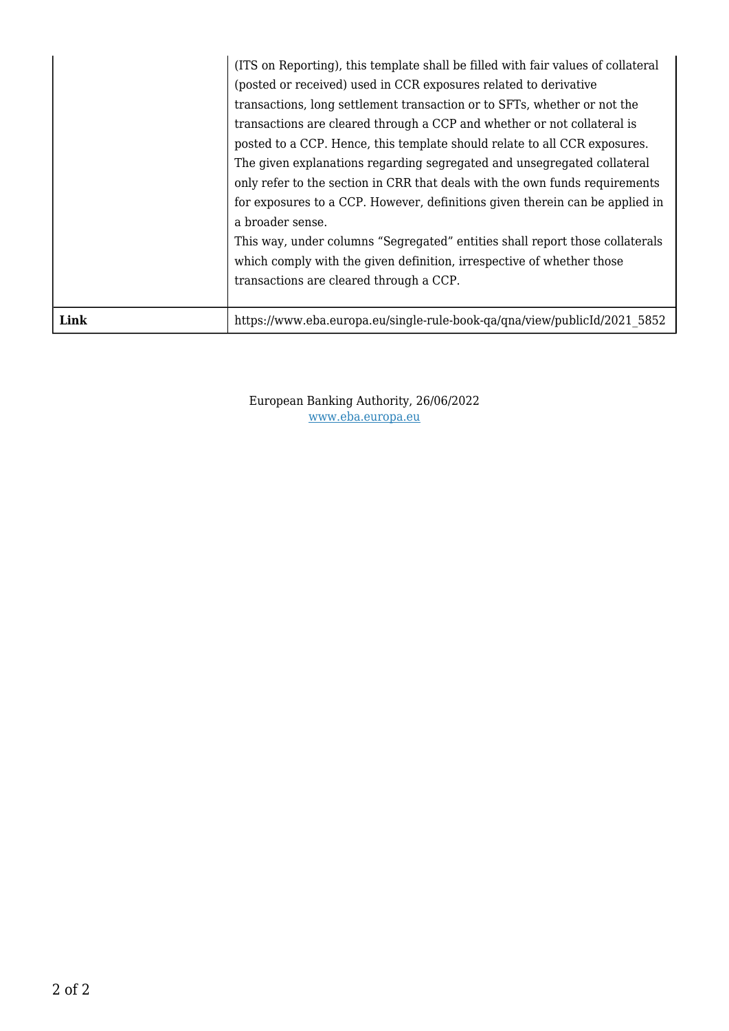| | |
|---|---|
| | (ITS on Reporting), this template shall be filled with fair values of collateral (posted or received) used in CCR exposures related to derivative transactions, long settlement transaction or to SFTs, whether or not the transactions are cleared through a CCP and whether or not collateral is posted to a CCP. Hence, this template should relate to all CCR exposures. The given explanations regarding segregated and unsegregated collateral only refer to the section in CRR that deals with the own funds requirements for exposures to a CCP. However, definitions given therein can be applied in a broader sense.<br>This way, under columns "Segregated" entities shall report those collaterals which comply with the given definition, irrespective of whether those transactions are cleared through a CCP. |
| **Link** | https://www.eba.europa.eu/single-rule-book-qa/qna/view/publicId/2021_5852 |

European Banking Authority, 26/06/2022
www.eba.europa.eu